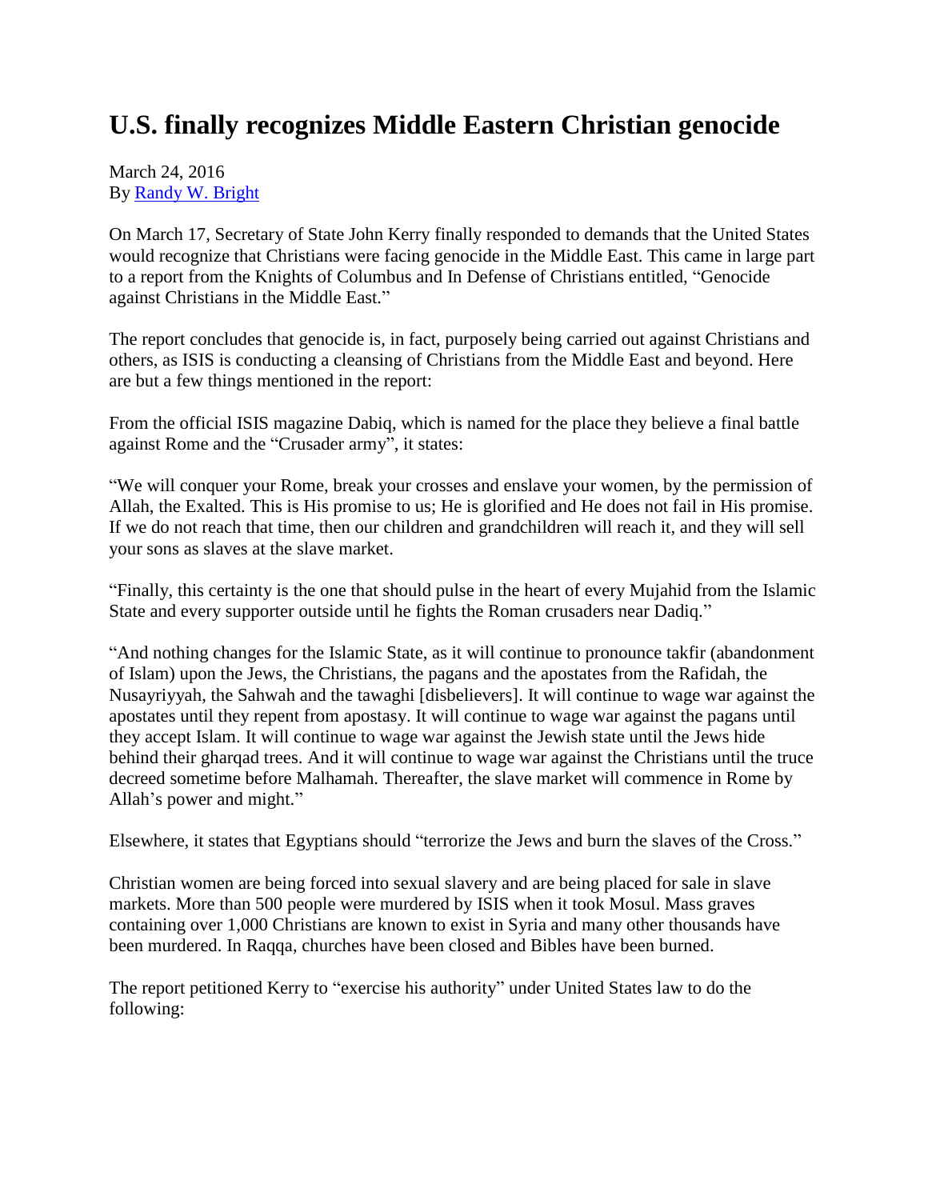# U.S. finally recognizes Middle Eastern Christian genocide

March 24, 2016
By [Randy W. Bright]

On March 17, Secretary of State John Kerry finally responded to demands that the United States would recognize that Christians were facing genocide in the Middle East. This came in large part to a report from the Knights of Columbus and In Defense of Christians entitled, "Genocide against Christians in the Middle East."

The report concludes that genocide is, in fact, purposely being carried out against Christians and others, as ISIS is conducting a cleansing of Christians from the Middle East and beyond. Here are but a few things mentioned in the report:

From the official ISIS magazine Dabiq, which is named for the place they believe a final battle against Rome and the "Crusader army", it states:

"We will conquer your Rome, break your crosses and enslave your women, by the permission of Allah, the Exalted. This is His promise to us; He is glorified and He does not fail in His promise. If we do not reach that time, then our children and grandchildren will reach it, and they will sell your sons as slaves at the slave market.

"Finally, this certainty is the one that should pulse in the heart of every Mujahid from the Islamic State and every supporter outside until he fights the Roman crusaders near Dadiq."

"And nothing changes for the Islamic State, as it will continue to pronounce takfir (abandonment of Islam) upon the Jews, the Christians, the pagans and the apostates from the Rafidah, the Nusayriyyah, the Sahwah and the tawaghi [disbelievers]. It will continue to wage war against the apostates until they repent from apostasy. It will continue to wage war against the pagans until they accept Islam. It will continue to wage war against the Jewish state until the Jews hide behind their gharqad trees. And it will continue to wage war against the Christians until the truce decreed sometime before Malhamah. Thereafter, the slave market will commence in Rome by Allah's power and might."

Elsewhere, it states that Egyptians should "terrorize the Jews and burn the slaves of the Cross."

Christian women are being forced into sexual slavery and are being placed for sale in slave markets. More than 500 people were murdered by ISIS when it took Mosul. Mass graves containing over 1,000 Christians are known to exist in Syria and many other thousands have been murdered. In Raqqa, churches have been closed and Bibles have been burned.

The report petitioned Kerry to "exercise his authority" under United States law to do the following: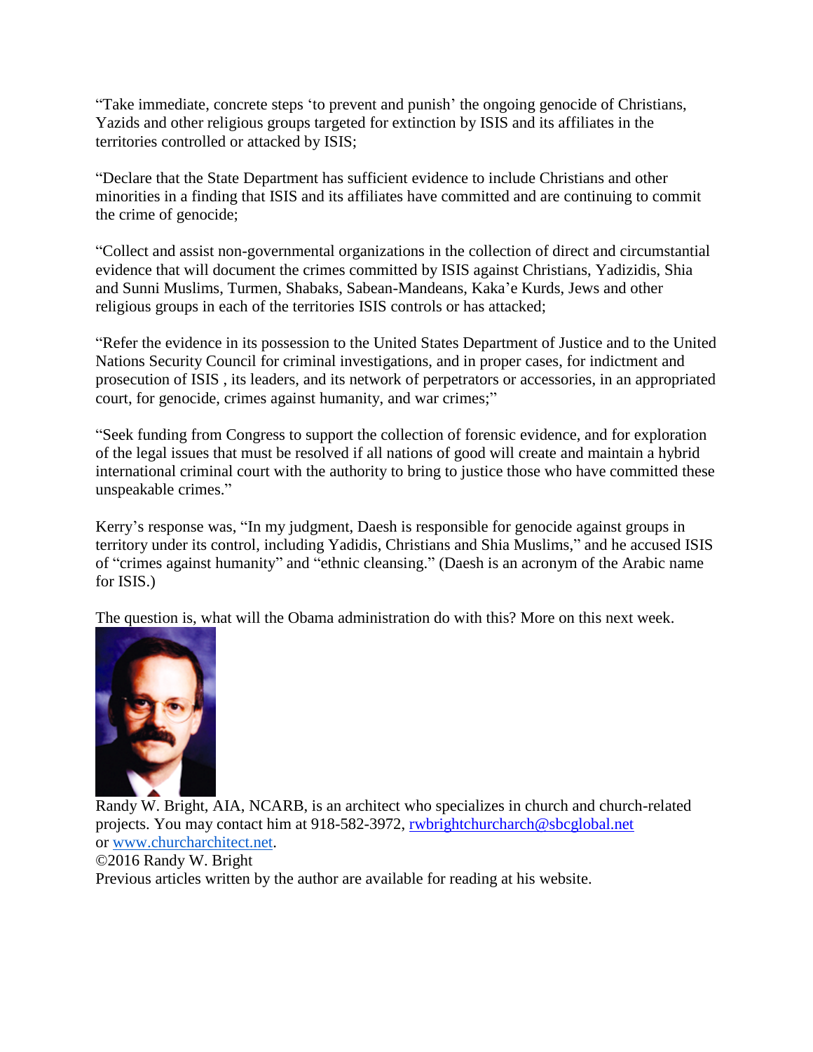"Take immediate, concrete steps 'to prevent and punish' the ongoing genocide of Christians, Yazids and other religious groups targeted for extinction by ISIS and its affiliates in the territories controlled or attacked by ISIS;

"Declare that the State Department has sufficient evidence to include Christians and other minorities in a finding that ISIS and its affiliates have committed and are continuing to commit the crime of genocide;

"Collect and assist non-governmental organizations in the collection of direct and circumstantial evidence that will document the crimes committed by ISIS against Christians, Yadizidis, Shia and Sunni Muslims, Turmen, Shabaks, Sabean-Mandeans, Kaka'e Kurds, Jews and other religious groups in each of the territories ISIS controls or has attacked;

"Refer the evidence in its possession to the United States Department of Justice and to the United Nations Security Council for criminal investigations, and in proper cases, for indictment and prosecution of ISIS , its leaders, and its network of perpetrators or accessories, in an appropriated court, for genocide, crimes against humanity, and war crimes;"

"Seek funding from Congress to support the collection of forensic evidence, and for exploration of the legal issues that must be resolved if all nations of good will create and maintain a hybrid international criminal court with the authority to bring to justice those who have committed these unspeakable crimes."

Kerry's response was, "In my judgment, Daesh is responsible for genocide against groups in territory under its control, including Yadidis, Christians and Shia Muslims," and he accused ISIS of "crimes against humanity" and "ethnic cleansing." (Daesh is an acronym of the Arabic name for ISIS.)

The question is, what will the Obama administration do with this? More on this next week.

Randy W. Bright, AIA, NCARB, is an architect who specializes in church and church-related projects. You may contact him at 918-582-3972, rwbrightchurcharch@sbcglobal.net or www.churcharchitect.net.
©2016 Randy W. Bright
Previous articles written by the author are available for reading at his website.